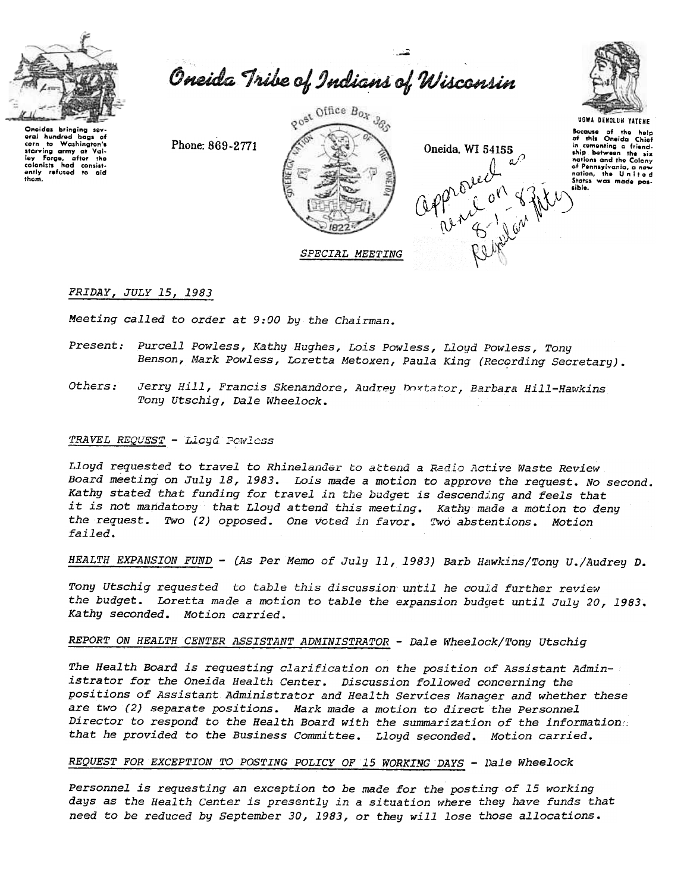Oneidas bringing several hundred bags of corn to Washington's starving army at Valley Forge, after the colonists had consistently refused to aid them.

# Oneida Tribe of Indians of Wisconsin

Phone: 869-2771

Post Office Box 365

Oneida, WI 54155

UGWA DEHOLUH YATEHE

Because of the help of this Oneida Chief in cementing a friendship between the six nations and the Colony of Pennsylvania, a new nation, the United States was made possible.

Approved as amended on 8-1-83 Regular Mtg

## SPECIAL MEETING

*FRIDAY, JULY 15, 1983*

*Meeting called to order at 9:00 by the Chairman.*

*Present: Purcell Powless, Kathy Hughes, Lois Powless, Lloyd Powless, Tony Benson, Mark Powless, Loretta Metoxen, Paula King (Recording Secretary).*

*Others: Jerry Hill, Francis Skenandore, Audrey Doxtator, Barbara Hill-Hawkins Tony Utschig, Dale Wheelock.*

*TRAVEL REQUEST - Lloyd Powless*

*Lloyd requested to travel to Rhinelander to attend a Radio Active Waste Review Board meeting on July 18, 1983. Lois made a motion to approve the request. No second. Kathy stated that funding for travel in the budget is descending and feels that it is not mandatory that Lloyd attend this meeting. Kathy made a motion to deny the request. Two (2) opposed. One voted in favor. Two abstentions. Motion failed.*

*HEALTH EXPANSION FUND - (As Per Memo of July 11, 1983) Barb Hawkins/Tony U./Audrey D.*

*Tony Utschig requested to table this discussion until he could further review the budget. Loretta made a motion to table the expansion budget until July 20, 1983. Kathy seconded. Motion carried.*

*REPORT ON HEALTH CENTER ASSISTANT ADMINISTRATOR - Dale Wheelock/Tony Utschig*

*The Health Board is requesting clarification on the position of Assistant Administrator for the Oneida Health Center. Discussion followed concerning the positions of Assistant Administrator and Health Services Manager and whether these are two (2) separate positions. Mark made a motion to direct the Personnel Director to respond to the Health Board with the summarization of the information that he provided to the Business Committee. Lloyd seconded. Motion carried.*

*REQUEST FOR EXCEPTION TO POSTING POLICY OF 15 WORKING DAYS - Dale Wheelock*

*Personnel is requesting an exception to be made for the posting of 15 working days as the Health Center is presently in a situation where they have funds that need to be reduced by September 30, 1983, or they will lose those allocations.*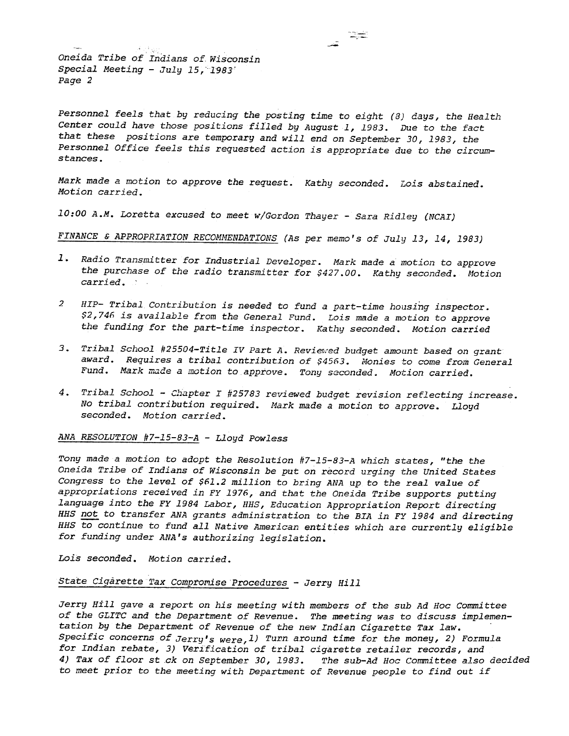Personnel feels that by reducing the posting time to eight (8) days, the Health Center could have those positions filled by August 1, 1983. Due to the fact that these positions are temporary and will end on September 30, 1983, the Personnel Office feels this requested action is appropriate due to the circumstances.

Mark made a motion to approve the request. Kathy seconded. Lois abstained. Motion carried.

10:00 A.M. Loretta excused to meet w/Gordon Thayer - Sara Ridley (NCAI)

FINANCE & APPROPRIATION RECOMMENDATIONS (As per memo's of July 13, 14, 1983)

1. Radio Transmitter for Industrial Developer. Mark made a motion to approve the purchase of the radio transmitter for $427.00. Kathy seconded. Motion carried.

2. HIP- Tribal Contribution is needed to fund a part-time housing inspector. $2,746 is available from the General Fund. Lois made a motion to approve the funding for the part-time inspector. Kathy seconded. Motion carried

3. Tribal School #25504-Title IV Part A. Reviewed budget amount based on grant award. Requires a tribal contribution of $4563. Monies to come from General Fund. Mark made a motion to approve. Tony seconded. Motion carried.

4. Tribal School - Chapter I #25783 reviewed budget revision reflecting increase. No tribal contribution required. Mark made a motion to approve. Lloyd seconded. Motion carried.

ANA RESOLUTION #7-15-83-A - Lloyd Powless

Tony made a motion to adopt the Resolution #7-15-83-A which states, "the the Oneida Tribe of Indians of Wisconsin be put on record urging the United States Congress to the level of $61.2 million to bring ANA up to the real value of appropriations received in FY 1976, and that the Oneida Tribe supports putting language into the FY 1984 Labor, HHS, Education Appropriation Report directing HHS not to transfer ANA grants administration to the BIA in FY 1984 and directing HHS to continue to fund all Native American entities which are currently eligible for funding under ANA's authorizing legislation.

Lois seconded. Motion carried.

State Cigarette Tax Compromise Procedures - Jerry Hill

Jerry Hill gave a report on his meeting with members of the sub Ad Hoc Committee of the GLITC and the Department of Revenue. The meeting was to discuss implementation by the Department of Revenue of the new Indian Cigarette Tax law. Specific concerns of Jerry's were, 1) Turn around time for the money, 2) Formula for Indian rebate, 3) Verification of tribal cigarette retailer records, and 4) Tax of floor st ck on September 30, 1983. The sub-Ad Hoc Committee also decided to meet prior to the meeting with Department of Revenue people to find out if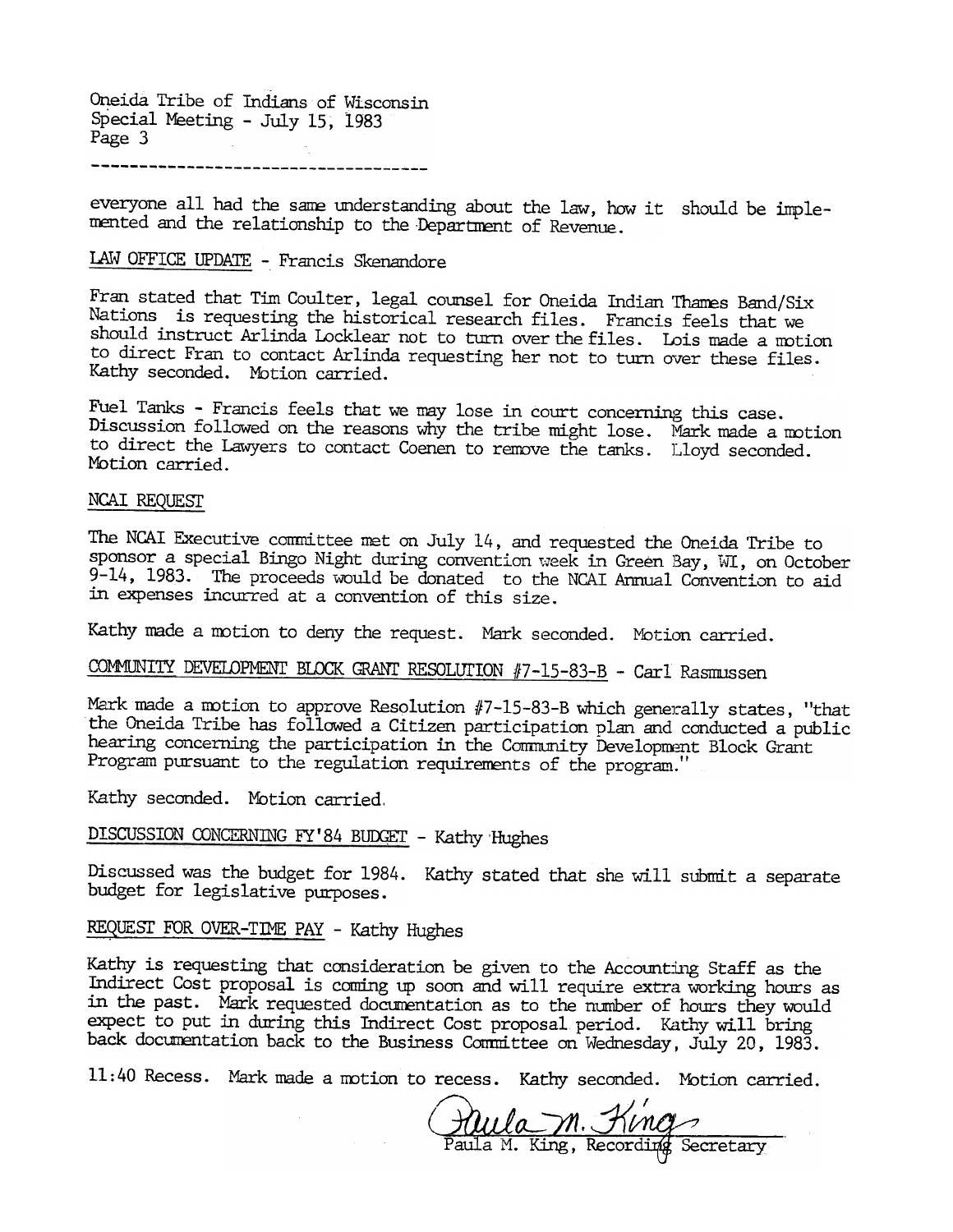everyone all had the same understanding about the law, how it should be implemented and the relationship to the Department of Revenue.

LAW OFFICE UPDATE - Francis Skenandore

Fran stated that Tim Coulter, legal counsel for Oneida Indian Thames Band/Six Nations is requesting the historical research files. Francis feels that we should instruct Arlinda Locklear not to turn over the files. Lois made a motion to direct Fran to contact Arlinda requesting her not to turn over these files. Kathy seconded. Motion carried.

Fuel Tanks - Francis feels that we may lose in court concerning this case. Discussion followed on the reasons why the tribe might lose. Mark made a motion to direct the Lawyers to contact Coenen to remove the tanks. Lloyd seconded. Motion carried.

NCAI REQUEST

The NCAI Executive committee met on July 14, and requested the Oneida Tribe to sponsor a special Bingo Night during convention week in Green Bay, WI, on October 9-14, 1983. The proceeds would be donated to the NCAI Annual Convention to aid in expenses incurred at a convention of this size.

Kathy made a motion to deny the request. Mark seconded. Motion carried.

COMMUNITY DEVELOPMENT BLOCK GRANT RESOLUTION #7-15-83-B - Carl Rasmussen

Mark made a motion to approve Resolution #7-15-83-B which generally states, "that the Oneida Tribe has followed a Citizen participation plan and conducted a public hearing concerning the participation in the Community Development Block Grant Program pursuant to the regulation requirements of the program."

Kathy seconded. Motion carried.

DISCUSSION CONCERNING FY'84 BUDGET - Kathy Hughes

Discussed was the budget for 1984. Kathy stated that she will submit a separate budget for legislative purposes.

REQUEST FOR OVER-TIME PAY - Kathy Hughes

Kathy is requesting that consideration be given to the Accounting Staff as the Indirect Cost proposal is coming up soon and will require extra working hours as in the past. Mark requested documentation as to the number of hours they would expect to put in during this Indirect Cost proposal period. Kathy will bring back documentation back to the Business Committee on Wednesday, July 20, 1983.

11:40 Recess. Mark made a motion to recess. Kathy seconded. Motion carried.

Paula M. King

Paula M. King, Recording Secretary